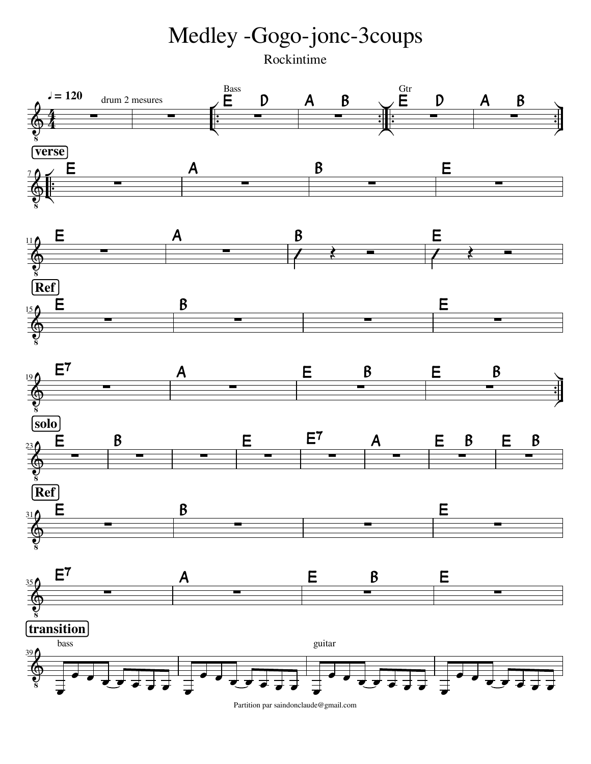# Medley -Gogo-jonc-3coups

Rockintime

♩ = 120

drum 2 mesures

Bass: E D A B

Gtr: E D A B

**verse**

E | A | B | E

E | A | B | E

**Ref**

E | B | | E

E7 | A | E B | E B

**solo**

E | B | | E | E7 | A | E B | E B

**Ref**

E | B | | E

E7 | A | E B | E

**transition**

bass

guitar

Partition par saindonclaude@gmail.com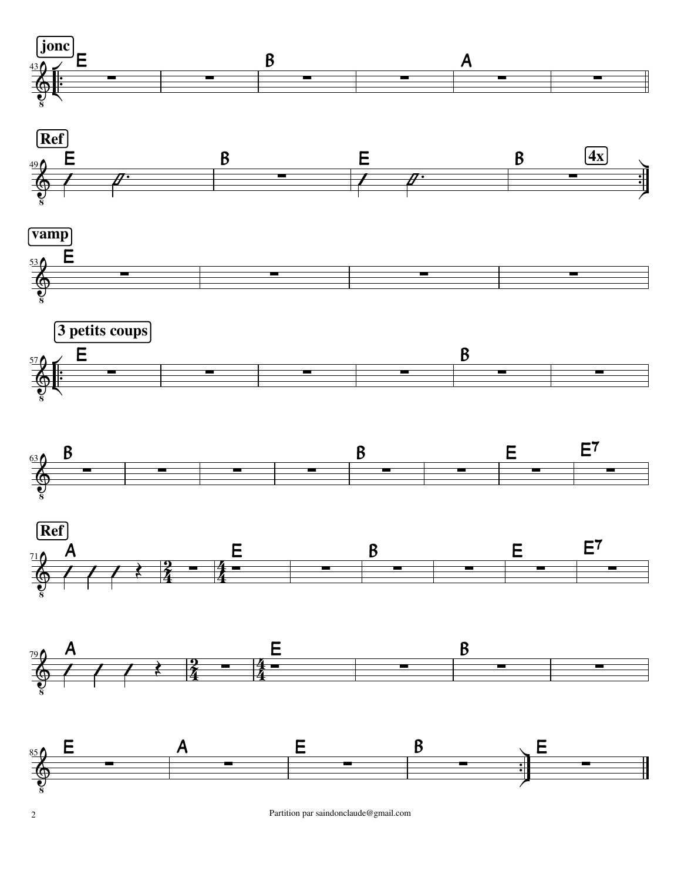**jonc**

E B A

**Ref**

E B E B **4x**

**vamp**

E

**3 petits coups**

E B

B B E E7

**Ref**

A E B E E7

A E B

E A E B E